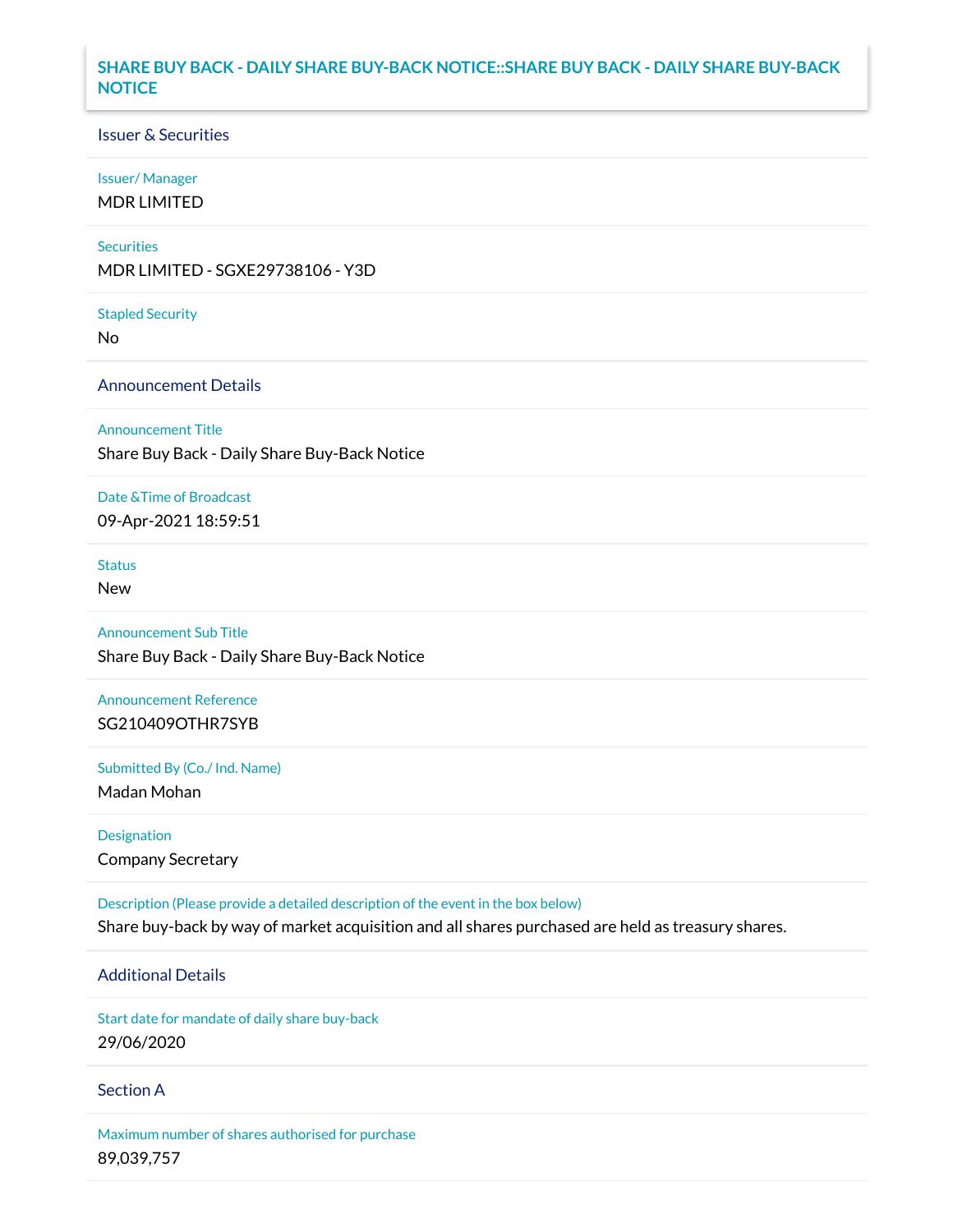# SHARE BUY BACK - DAILY SHARE BUY-BACK NOTICE::SHARE BUY BACK - DAILY SHARE BUY-BACK NOTICE

## Issuer & Securities

**Issuer/ Manager**

MDR LIMITED

**Securities**

MDR LIMITED - SGXE29738106 - Y3D

**Stapled Security**

No

## Announcement Details

**Announcement Title**

Share Buy Back - Daily Share Buy-Back Notice

**Date &Time of Broadcast**

09-Apr-2021 18:59:51

**Status**

New

**Announcement Sub Title**

Share Buy Back - Daily Share Buy-Back Notice

**Announcement Reference**

SG210409OTHR7SYB

**Submitted By (Co./ Ind. Name)**

Madan Mohan

**Designation**

Company Secretary

**Description (Please provide a detailed description of the event in the box below)**

Share buy-back by way of market acquisition and all shares purchased are held as treasury shares.

## Additional Details

**Start date for mandate of daily share buy-back**

29/06/2020

## Section A

**Maximum number of shares authorised for purchase**

89,039,757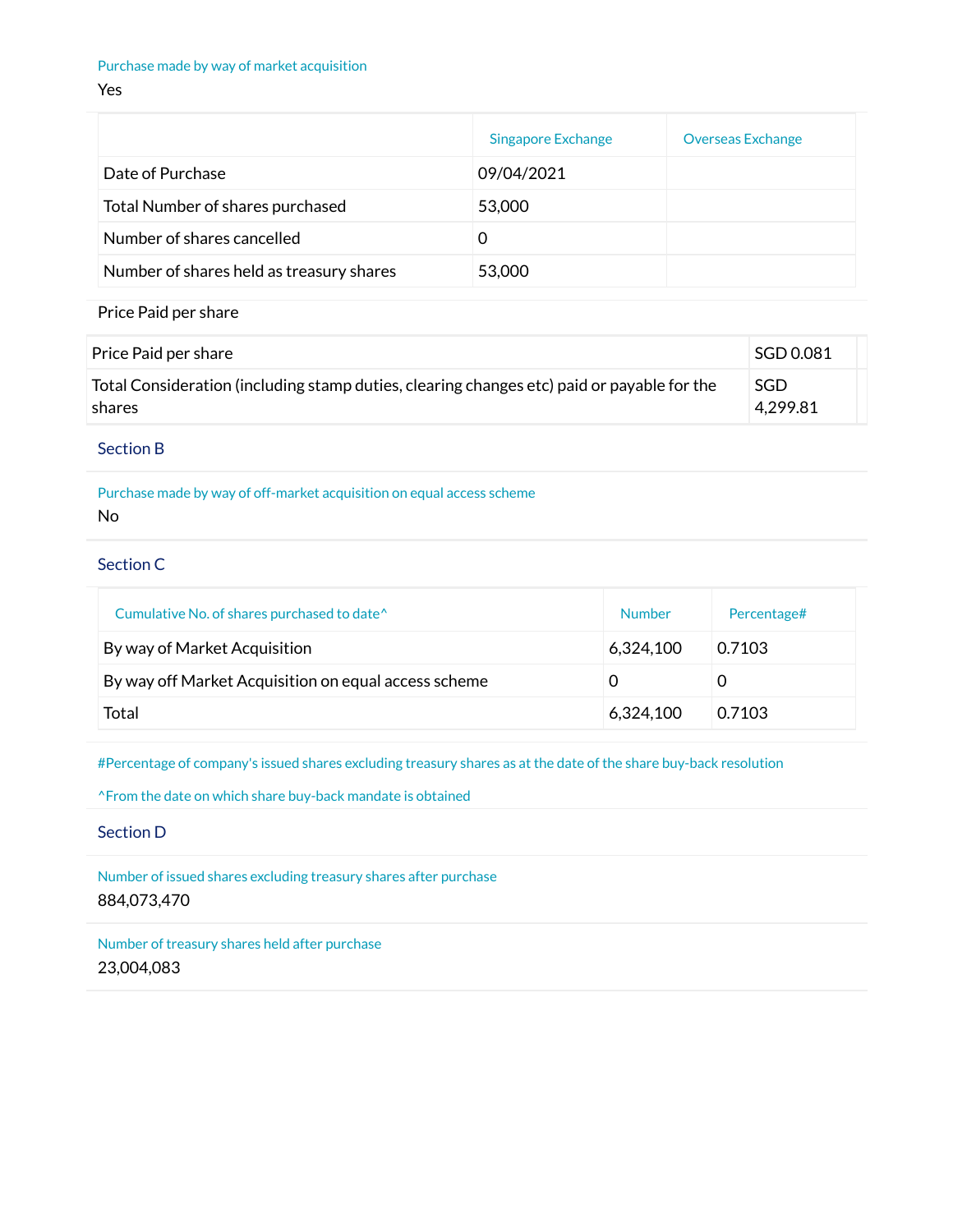Purchase made by way of market acquisition

Yes

| | Singapore Exchange | Overseas Exchange |
|---|---|---|
| Date of Purchase | 09/04/2021 | |
| Total Number of shares purchased | 53,000 | |
| Number of shares cancelled | 0 | |
| Number of shares held as treasury shares | 53,000 | |

Price Paid per share

| | |
|---|---|
| Price Paid per share | SGD 0.081 |
| Total Consideration (including stamp duties, clearing changes etc) paid or payable for the shares | SGD 4,299.81 |

## Section B

Purchase made by way of off-market acquisition on equal access scheme

No

## Section C

| Cumulative No. of shares purchased to date^ | Number | Percentage# |
|---|---|---|
| By way of Market Acquisition | 6,324,100 | 0.7103 |
| By way off Market Acquisition on equal access scheme | 0 | 0 |
| Total | 6,324,100 | 0.7103 |

#Percentage of company's issued shares excluding treasury shares as at the date of the share buy-back resolution

^From the date on which share buy-back mandate is obtained

## Section D

Number of issued shares excluding treasury shares after purchase

884,073,470

Number of treasury shares held after purchase

23,004,083